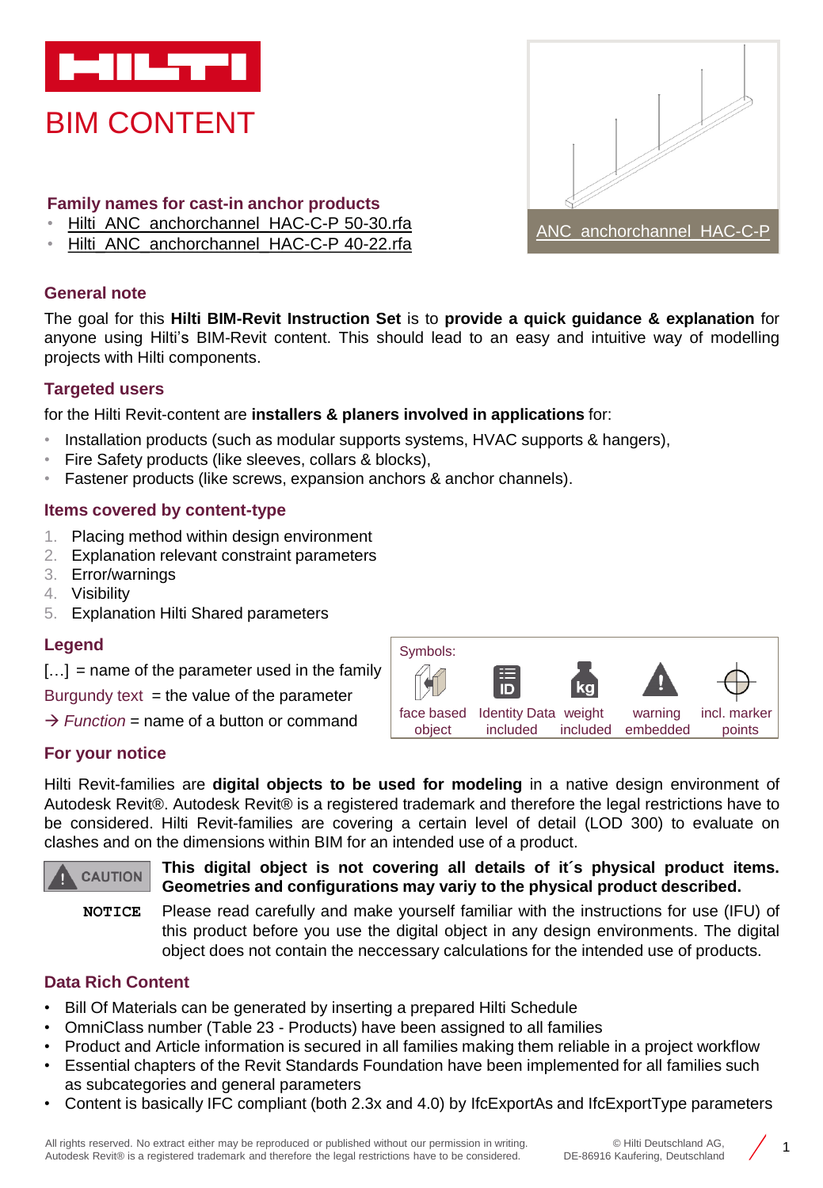# BIM CONTENT

### Family names for cast-in anchor products

- Hilti_ANC_anchorchannel_HAC-C-P 50-30.rfa
- Hilti_ANC_anchorchannel_HAC-C-P 40-22.rfa

ANC_anchorchannel_HAC-C-P

### General note

The goal for this **Hilti BIM-Revit Instruction Set** is to **provide a quick guidance & explanation** for anyone using Hilti's BIM-Revit content. This should lead to an easy and intuitive way of modelling projects with Hilti components.

### Targeted users

for the Hilti Revit-content are **installers & planers involved in applications** for:

- Installation products (such as modular supports systems, HVAC supports & hangers),
- Fire Safety products (like sleeves, collars & blocks),
- Fastener products (like screws, expansion anchors & anchor channels).

### Items covered by content-type

1. Placing method within design environment
2. Explanation relevant constraint parameters
3. Error/warnings
4. Visibility
5. Explanation Hilti Shared parameters

### Legend

[…] = name of the parameter used in the family

Burgundy text = the value of the parameter

→ *Function* = name of a button or command

Symbols:

| face based object | Identity Data included | weight included | warning embedded | incl. marker points |
|---|---|---|---|---|

### For your notice

Hilti Revit-families are **digital objects to be used for modeling** in a native design environment of Autodesk Revit®. Autodesk Revit® is a registered trademark and therefore the legal restrictions have to be considered. Hilti Revit-families are covering a certain level of detail (LOD 300) to evaluate on clashes and on the dimensions within BIM for an intended use of a product.

CAUTION **This digital object is not covering all details of it´s physical product items. Geometries and configurations may variy to the physical product described.**

NOTICE Please read carefully and make yourself familiar with the instructions for use (IFU) of this product before you use the digital object in any design environments. The digital object does not contain the neccessary calculations for the intended use of products.

### Data Rich Content

- Bill Of Materials can be generated by inserting a prepared Hilti Schedule
- OmniClass number (Table 23 - Products) have been assigned to all families
- Product and Article information is secured in all families making them reliable in a project workflow
- Essential chapters of the Revit Standards Foundation have been implemented for all families such as subcategories and general parameters
- Content is basically IFC compliant (both 2.3x and 4.0) by IfcExportAs and IfcExportType parameters

All rights reserved. No extract either may be reproduced or published without our permission in writing. Autodesk Revit® is a registered trademark and therefore the legal restrictions have to be considered.

© Hilti Deutschland AG, DE-86916 Kaufering, Deutschland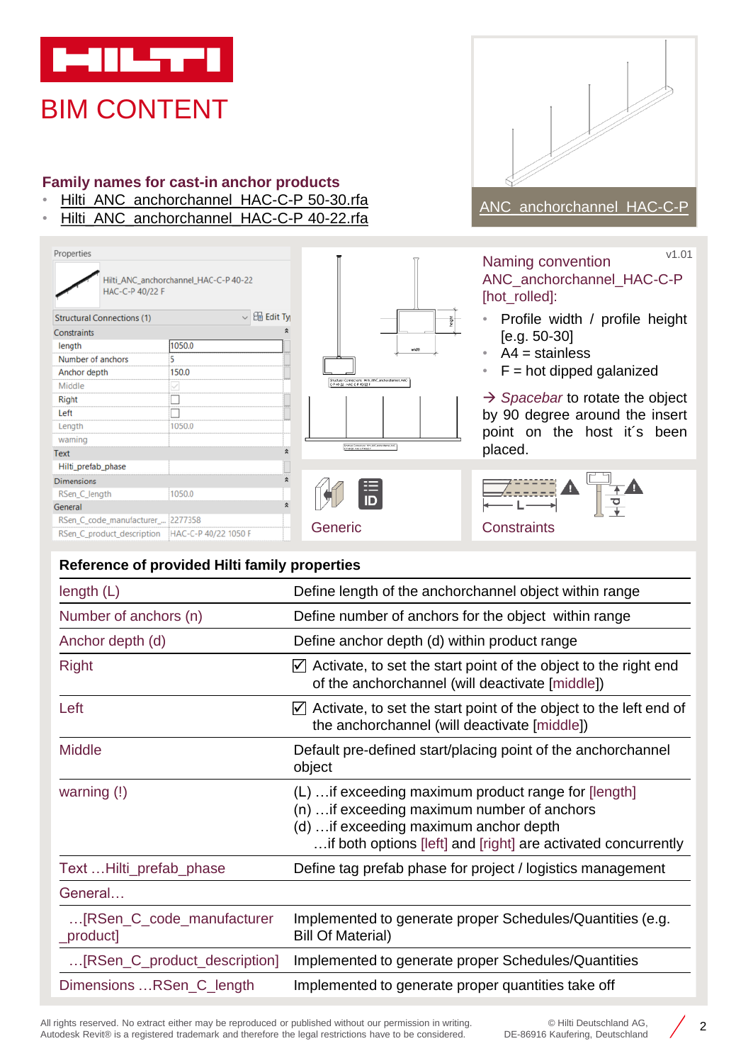# BIM CONTENT

## Family names for cast-in anchor products

- Hilti_ANC_anchorchannel_HAC-C-P 50-30.rfa
- Hilti_ANC_anchorchannel_HAC-C-P 40-22.rfa

ANC_anchorchannel_HAC-C-P

| Properties | |
|---|---|
| Hilti_ANC_anchorchannel_HAC-C-P 40-22 HAC-C-P 40/22 F | |
| Structural Connections (1) | Edit Ty |
| **Constraints** | |
| length | 1050.0 |
| Number of anchors | 5 |
| Anchor depth | 150.0 |
| Middle | ☑ |
| Right | ☐ |
| Left | ☐ |
| Length | 1050.0 |
| warning | |
| **Text** | |
| Hilti_prefab_phase | |
| **Dimensions** | |
| RSen_C_length | 1050.0 |
| **General** | |
| RSen_C_code_manufacturer_... | 2277358 |
| RSen_C_product_description | HAC-C-P 40/22 1050 F |

v1.01

### Naming convention ANC_anchorchannel_HAC-C-P [hot_rolled]:

- Profile width / profile height [e.g. 50-30]
- A4 = stainless
- F = hot dipped galanized

→ *Spacebar* to rotate the object by 90 degree around the insert point on the host it´s been placed.

Generic

Constraints

## Reference of provided Hilti family properties

| | |
|---|---|
| length (L) | Define length of the anchorchannel object within range |
| Number of anchors (n) | Define number of anchors for the object within range |
| Anchor depth (d) | Define anchor depth (d) within product range |
| Right | ☑ Activate, to set the start point of the object to the right end of the anchorchannel (will deactivate [middle]) |
| Left | ☑ Activate, to set the start point of the object to the left end of the anchorchannel (will deactivate [middle]) |
| Middle | Default pre-defined start/placing point of the anchorchannel object |
| warning (!) | (L) …if exceeding maximum product range for [length]<br>(n) …if exceeding maximum number of anchors<br>(d) …if exceeding maximum anchor depth<br>…if both options [left] and [right] are activated concurrently |
| Text …Hilti_prefab_phase | Define tag prefab phase for project / logistics management |
| General… | |
| …[RSen_C_code_manufacturer_product] | Implemented to generate proper Schedules/Quantities (e.g. Bill Of Material) |
| …[RSen_C_product_description] | Implemented to generate proper Schedules/Quantities |
| Dimensions …RSen_C_length | Implemented to generate proper quantities take off |

All rights reserved. No extract either may be reproduced or published without our permission in writing.
Autodesk Revit® is a registered trademark and therefore the legal restrictions have to be considered.

© Hilti Deutschland AG,
DE-86916 Kaufering, Deutschland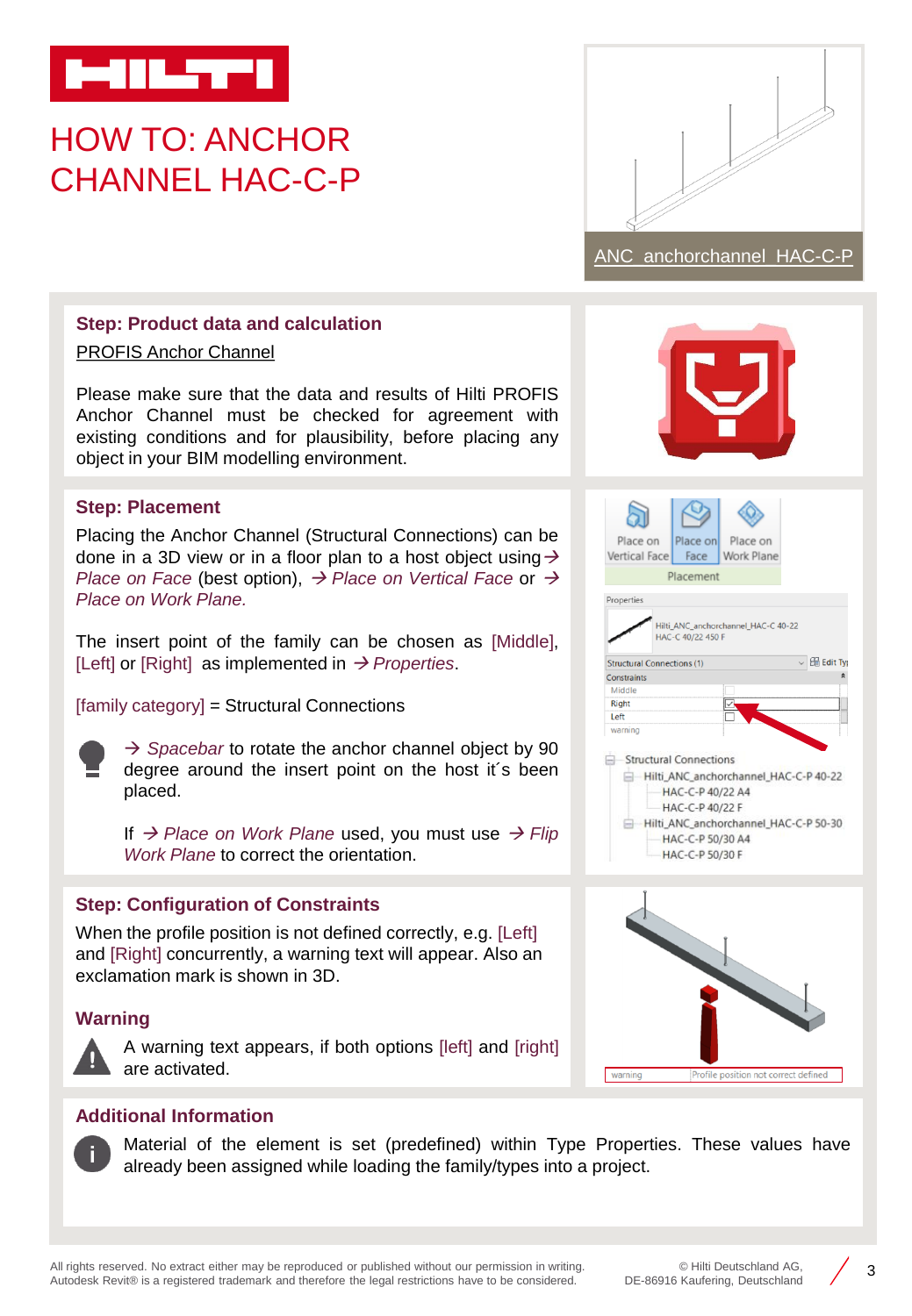# HOW TO: ANCHOR CHANNEL HAC-C-P

ANC_anchorchannel_HAC-C-P

## Step: Product data and calculation

PROFIS Anchor Channel

Please make sure that the data and results of Hilti PROFIS Anchor Channel must be checked for agreement with existing conditions and for plausibility, before placing any object in your BIM modelling environment.

## Step: Placement

Placing the Anchor Channel (Structural Connections) can be done in a 3D view or in a floor plan to a host object using → *Place on Face* (best option), → *Place on Vertical Face* or → *Place on Work Plane.*

The insert point of the family can be chosen as [Middle], [Left] or [Right] as implemented in → *Properties*.

[family category] = Structural Connections

→ *Spacebar* to rotate the anchor channel object by 90 degree around the insert point on the host it´s been placed.

If → *Place on Work Plane* used, you must use → *Flip Work Plane* to correct the orientation.

## Step: Configuration of Constraints

When the profile position is not defined correctly, e.g. [Left] and [Right] concurrently, a warning text will appear. Also an exclamation mark is shown in 3D.

### Warning

A warning text appears, if both options [left] and [right] are activated.

## Additional Information

Material of the element is set (predefined) within Type Properties. These values have already been assigned while loading the family/types into a project.

All rights reserved. No extract either may be reproduced or published without our permission in writing.
Autodesk Revit® is a registered trademark and therefore the legal restrictions have to be considered.

© Hilti Deutschland AG,
DE-86916 Kaufering, Deutschland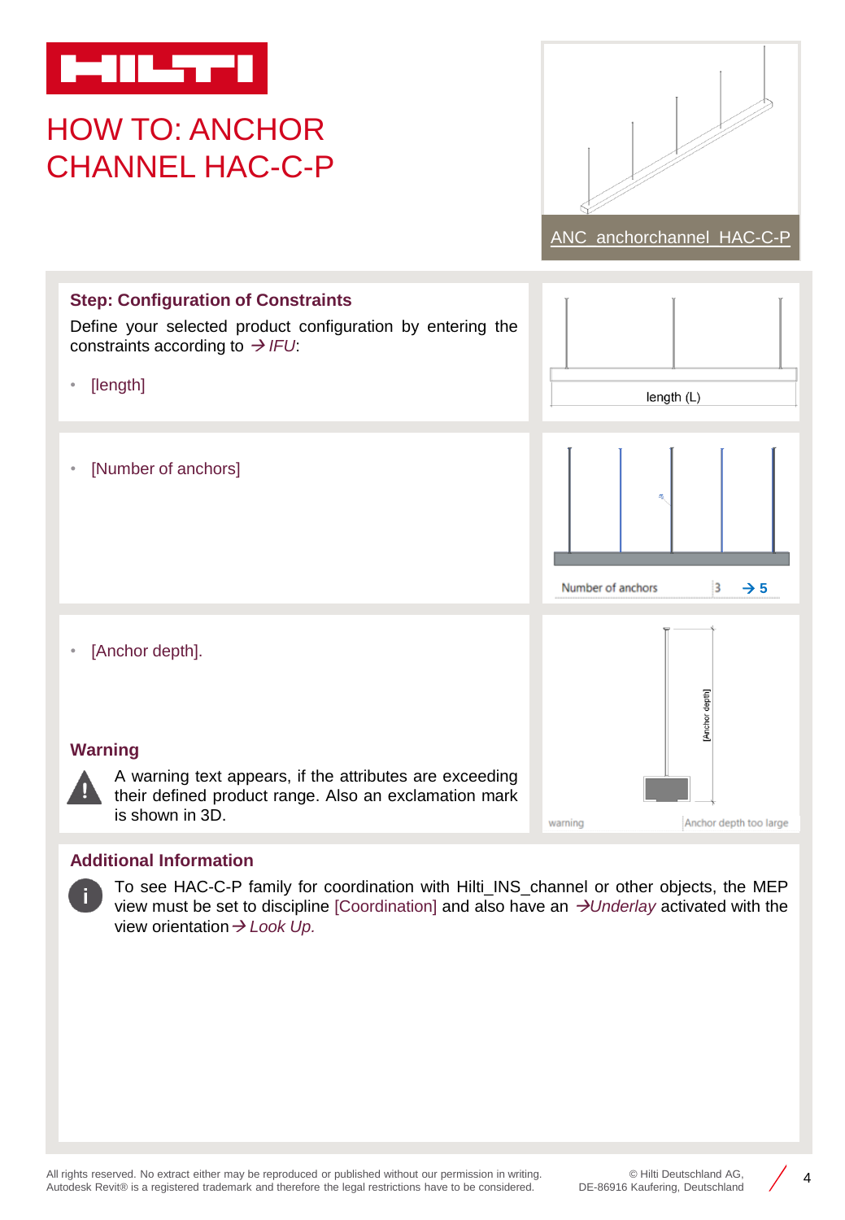# HOW TO: ANCHOR CHANNEL HAC-C-P

ANC_anchorchannel_HAC-C-P

### Step: Configuration of Constraints

Define your selected product configuration by entering the constraints according to → *IFU*:

- [length]

length (L)

- [Number of anchors]

Number of anchors 3 → 5

- [Anchor depth].

[Anchor depth]

### Warning

A warning text appears, if the attributes are exceeding their defined product range. Also an exclamation mark is shown in 3D.

warning | Anchor depth too large

### Additional Information

To see HAC-C-P family for coordination with Hilti_INS_channel or other objects, the MEP view must be set to discipline [Coordination] and also have an →*Underlay* activated with the view orientation → *Look Up.*

All rights reserved. No extract either may be reproduced or published without our permission in writing.
Autodesk Revit® is a registered trademark and therefore the legal restrictions have to be considered.

© Hilti Deutschland AG,
DE-86916 Kaufering, Deutschland